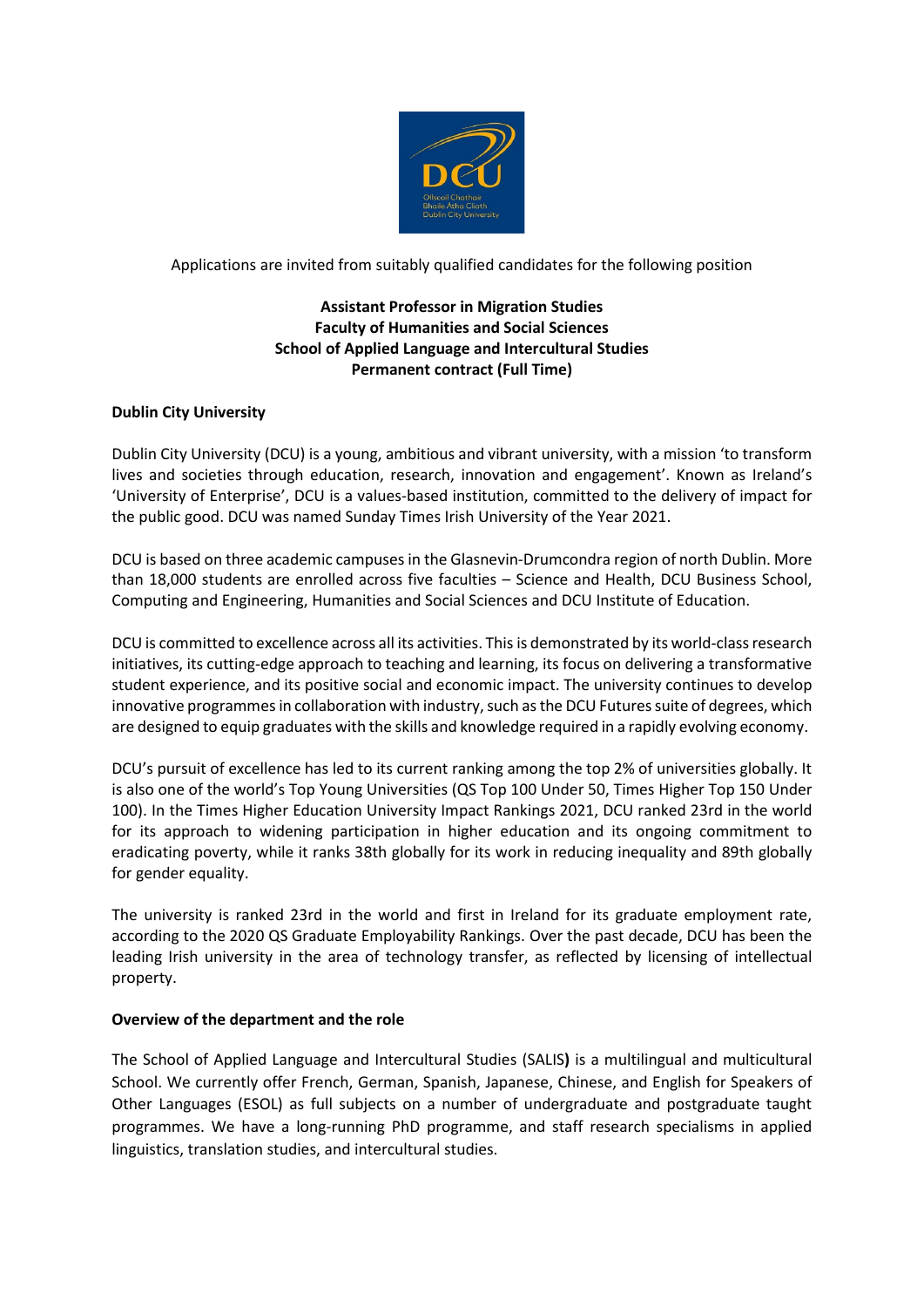Applications are invited from suitably qualified candidates for the following position

**Assistant Professor in Migration Studies**
**Faculty of Humanities and Social Sciences**
**School of Applied Language and Intercultural Studies**
**Permanent contract (Full Time)**

## Dublin City University

Dublin City University (DCU) is a young, ambitious and vibrant university, with a mission 'to transform lives and societies through education, research, innovation and engagement'. Known as Ireland's 'University of Enterprise', DCU is a values-based institution, committed to the delivery of impact for the public good. DCU was named Sunday Times Irish University of the Year 2021.

DCU is based on three academic campuses in the Glasnevin-Drumcondra region of north Dublin. More than 18,000 students are enrolled across five faculties – Science and Health, DCU Business School, Computing and Engineering, Humanities and Social Sciences and DCU Institute of Education.

DCU is committed to excellence across all its activities. This is demonstrated by its world-class research initiatives, its cutting-edge approach to teaching and learning, its focus on delivering a transformative student experience, and its positive social and economic impact. The university continues to develop innovative programmes in collaboration with industry, such as the DCU Futures suite of degrees, which are designed to equip graduates with the skills and knowledge required in a rapidly evolving economy.

DCU's pursuit of excellence has led to its current ranking among the top 2% of universities globally. It is also one of the world's Top Young Universities (QS Top 100 Under 50, Times Higher Top 150 Under 100). In the Times Higher Education University Impact Rankings 2021, DCU ranked 23rd in the world for its approach to widening participation in higher education and its ongoing commitment to eradicating poverty, while it ranks 38th globally for its work in reducing inequality and 89th globally for gender equality.

The university is ranked 23rd in the world and first in Ireland for its graduate employment rate, according to the 2020 QS Graduate Employability Rankings. Over the past decade, DCU has been the leading Irish university in the area of technology transfer, as reflected by licensing of intellectual property.

## Overview of the department and the role

The School of Applied Language and Intercultural Studies (SALIS) is a multilingual and multicultural School. We currently offer French, German, Spanish, Japanese, Chinese, and English for Speakers of Other Languages (ESOL) as full subjects on a number of undergraduate and postgraduate taught programmes. We have a long-running PhD programme, and staff research specialisms in applied linguistics, translation studies, and intercultural studies.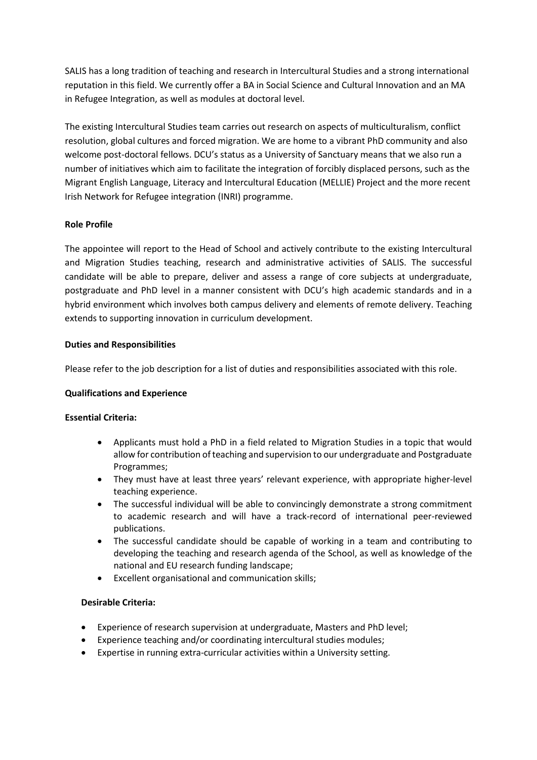SALIS has a long tradition of teaching and research in Intercultural Studies and a strong international reputation in this field. We currently offer a BA in Social Science and Cultural Innovation and an MA in Refugee Integration, as well as modules at doctoral level.

The existing Intercultural Studies team carries out research on aspects of multiculturalism, conflict resolution, global cultures and forced migration. We are home to a vibrant PhD community and also welcome post-doctoral fellows. DCU's status as a University of Sanctuary means that we also run a number of initiatives which aim to facilitate the integration of forcibly displaced persons, such as the Migrant English Language, Literacy and Intercultural Education (MELLIE) Project and the more recent Irish Network for Refugee integration (INRI) programme.

**Role Profile**

The appointee will report to the Head of School and actively contribute to the existing Intercultural and Migration Studies teaching, research and administrative activities of SALIS. The successful candidate will be able to prepare, deliver and assess a range of core subjects at undergraduate, postgraduate and PhD level in a manner consistent with DCU's high academic standards and in a hybrid environment which involves both campus delivery and elements of remote delivery. Teaching extends to supporting innovation in curriculum development.

**Duties and Responsibilities**

Please refer to the job description for a list of duties and responsibilities associated with this role.

**Qualifications and Experience**

**Essential Criteria:**

- Applicants must hold a PhD in a field related to Migration Studies in a topic that would allow for contribution of teaching and supervision to our undergraduate and Postgraduate Programmes;
- They must have at least three years' relevant experience, with appropriate higher-level teaching experience.
- The successful individual will be able to convincingly demonstrate a strong commitment to academic research and will have a track-record of international peer-reviewed publications.
- The successful candidate should be capable of working in a team and contributing to developing the teaching and research agenda of the School, as well as knowledge of the national and EU research funding landscape;
- Excellent organisational and communication skills;

**Desirable Criteria:**

- Experience of research supervision at undergraduate, Masters and PhD level;
- Experience teaching and/or coordinating intercultural studies modules;
- Expertise in running extra-curricular activities within a University setting.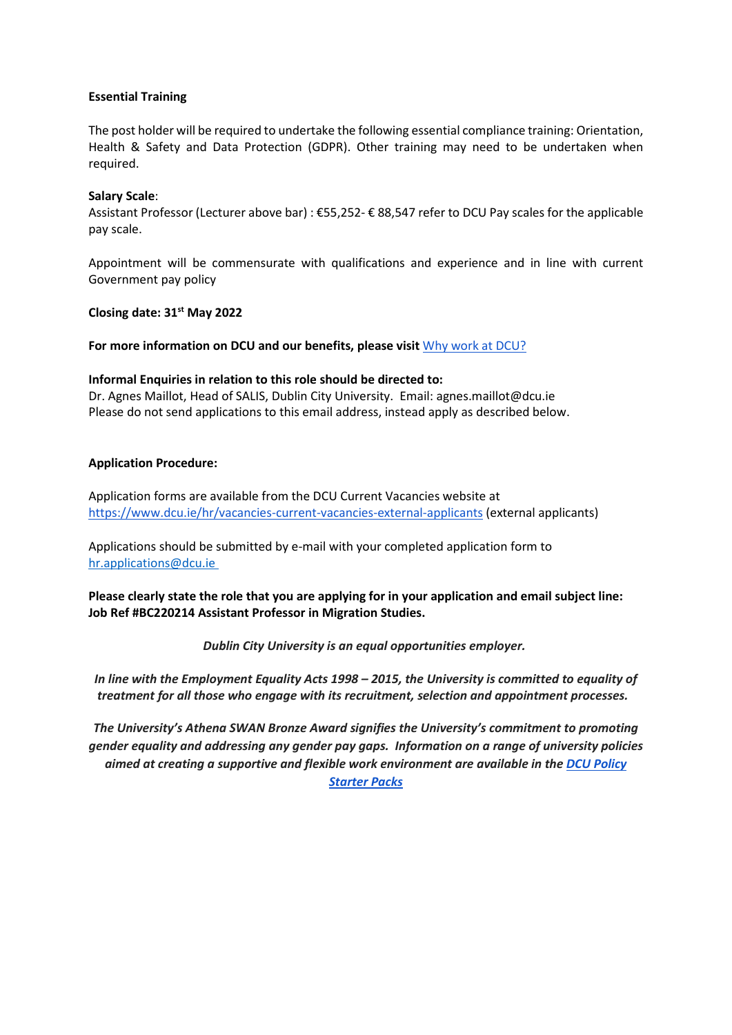**Essential Training**

The post holder will be required to undertake the following essential compliance training: Orientation, Health & Safety and Data Protection (GDPR). Other training may need to be undertaken when required.

**Salary Scale**:
Assistant Professor (Lecturer above bar) : €55,252- € 88,547 refer to DCU Pay scales for the applicable pay scale.

Appointment will be commensurate with qualifications and experience and in line with current Government pay policy

**Closing date: 31st May 2022**

**For more information on DCU and our benefits, please visit** Why work at DCU?

**Informal Enquiries in relation to this role should be directed to:**
Dr. Agnes Maillot, Head of SALIS, Dublin City University. Email: agnes.maillot@dcu.ie
Please do not send applications to this email address, instead apply as described below.

**Application Procedure:**

Application forms are available from the DCU Current Vacancies website at https://www.dcu.ie/hr/vacancies-current-vacancies-external-applicants (external applicants)

Applications should be submitted by e-mail with your completed application form to hr.applications@dcu.ie

**Please clearly state the role that you are applying for in your application and email subject line: Job Ref #BC220214 Assistant Professor in Migration Studies.**

***Dublin City University is an equal opportunities employer.***

***In line with the Employment Equality Acts 1998 – 2015, the University is committed to equality of treatment for all those who engage with its recruitment, selection and appointment processes.***

***The University's Athena SWAN Bronze Award signifies the University's commitment to promoting gender equality and addressing any gender pay gaps. Information on a range of university policies aimed at creating a supportive and flexible work environment are available in the DCU Policy Starter Packs***